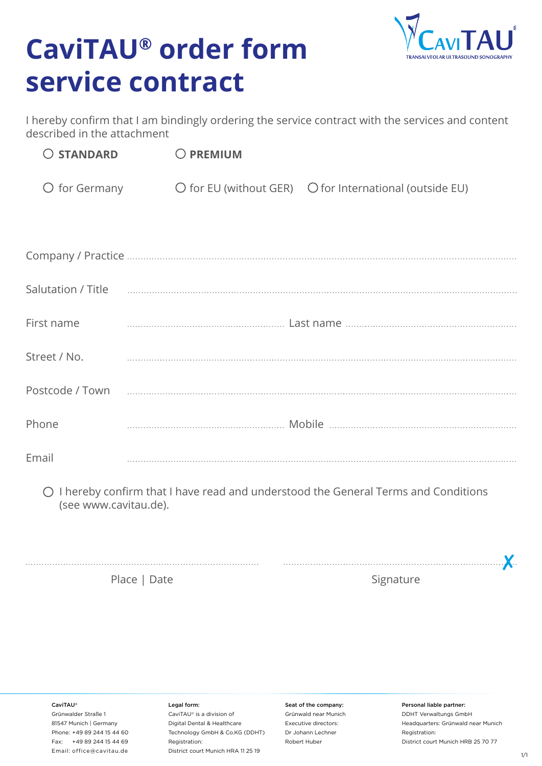# CaviTAU® order form service contract

I hereby confirm that I am bindingly ordering the service contract with the services and content described in the attachment

○ **STANDARD** ○ **PREMIUM**

○ for Germany ○ for EU (without GER) ○ for International (outside EU)

Company / Practice ..............................................................................

Salutation / Title ..............................................................................

First name .................................... Last name ....................................

Street / No. ..............................................................................

Postcode / Town ..............................................................................

Phone .................................... Mobile ....................................

Email ..............................................................................

○ I hereby confirm that I have read and understood the General Terms and Conditions (see www.cavitau.de).

.................................................... ....................................................✗

Place | Date Signature

**CaviTAU®**
Grünwalder Straße 1
81547 Munich | Germany
Phone: +49 89 244 15 44 60
Fax: +49 89 244 15 44 69
Email: office@cavitau.de

**Legal form:**
CaviTAU® is a division of
Digital Dental & Healthcare
Technology GmbH & Co.KG (DDHT)
Registration:
District court Munich HRA 11 25 19

**Seat of the company:**
Grünwald near Munich
Executive directors:
Dr Johann Lechner
Robert Huber

**Personal liable partner:**
DDHT Verwaltungs GmbH
Headquarters: Grünwald near Munich
Registration:
District court Munich HRB 25 70 77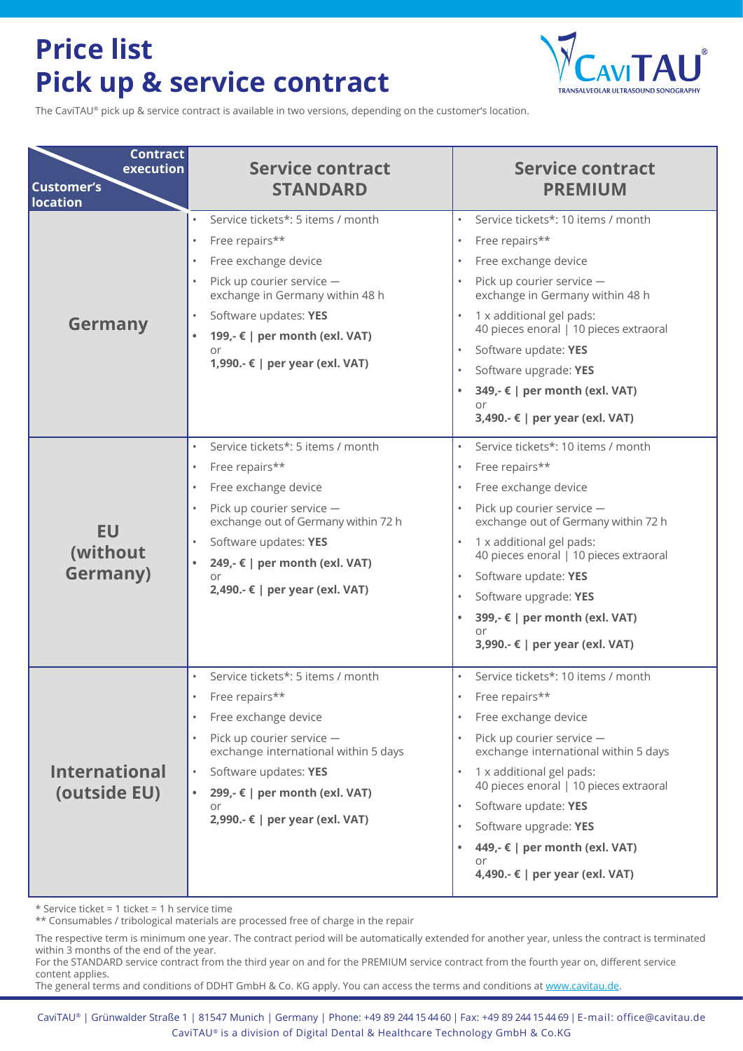# Price list
# Pick up & service contract

The CaviTAU® pick up & service contract is available in two versions, depending on the customer's location.

| Contract execution / Customer's location | Service contract STANDARD | Service contract PREMIUM |
|---|---|---|
| **Germany** | • Service tickets*: 5 items / month<br>• Free repairs**<br>• Free exchange device<br>• Pick up courier service — exchange in Germany within 48 h<br>• Software updates: **YES**<br>• **199,- € \| per month (exl. VAT)** or **1,990.- € \| per year (exl. VAT)** | • Service tickets*: 10 items / month<br>• Free repairs**<br>• Free exchange device<br>• Pick up courier service — exchange in Germany within 48 h<br>• 1 x additional gel pads: 40 pieces enoral \| 10 pieces extraoral<br>• Software update: **YES**<br>• Software upgrade: **YES**<br>• **349,- € \| per month (exl. VAT)** or **3,490.- € \| per year (exl. VAT)** |
| **EU (without Germany)** | • Service tickets*: 5 items / month<br>• Free repairs**<br>• Free exchange device<br>• Pick up courier service — exchange out of Germany within 72 h<br>• Software updates: **YES**<br>• **249,- € \| per month (exl. VAT)** or **2,490.- € \| per year (exl. VAT)** | • Service tickets*: 10 items / month<br>• Free repairs**<br>• Free exchange device<br>• Pick up courier service — exchange out of Germany within 72 h<br>• 1 x additional gel pads: 40 pieces enoral \| 10 pieces extraoral<br>• Software update: **YES**<br>• Software upgrade: **YES**<br>• **399,- € \| per month (exl. VAT)** or **3,990.- € \| per year (exl. VAT)** |
| **International (outside EU)** | • Service tickets*: 5 items / month<br>• Free repairs**<br>• Free exchange device<br>• Pick up courier service — exchange international within 5 days<br>• Software updates: **YES**<br>• **299,- € \| per month (exl. VAT)** or **2,990.- € \| per year (exl. VAT)** | • Service tickets*: 10 items / month<br>• Free repairs**<br>• Free exchange device<br>• Pick up courier service — exchange international within 5 days<br>• 1 x additional gel pads: 40 pieces enoral \| 10 pieces extraoral<br>• Software update: **YES**<br>• Software upgrade: **YES**<br>• **449,- € \| per month (exl. VAT)** or **4,490.- € \| per year (exl. VAT)** |

* Service ticket = 1 ticket = 1 h service time
** Consumables / tribological materials are processed free of charge in the repair

The respective term is minimum one year. The contract period will be automatically extended for another year, unless the contract is terminated within 3 months of the end of the year.
For the STANDARD service contract from the third year on and for the PREMIUM service contract from the fourth year on, different service content applies.
The general terms and conditions of DDHT GmbH & Co. KG apply. You can access the terms and conditions at www.cavitau.de.

CaviTAU® | Grünwalder Straße 1 | 81547 Munich | Germany | Phone: +49 89 244 15 44 60 | Fax: +49 89 244 15 44 69 | E-mail: office@cavitau.de
CaviTAU® is a division of Digital Dental & Healthcare Technology GmbH & Co.KG